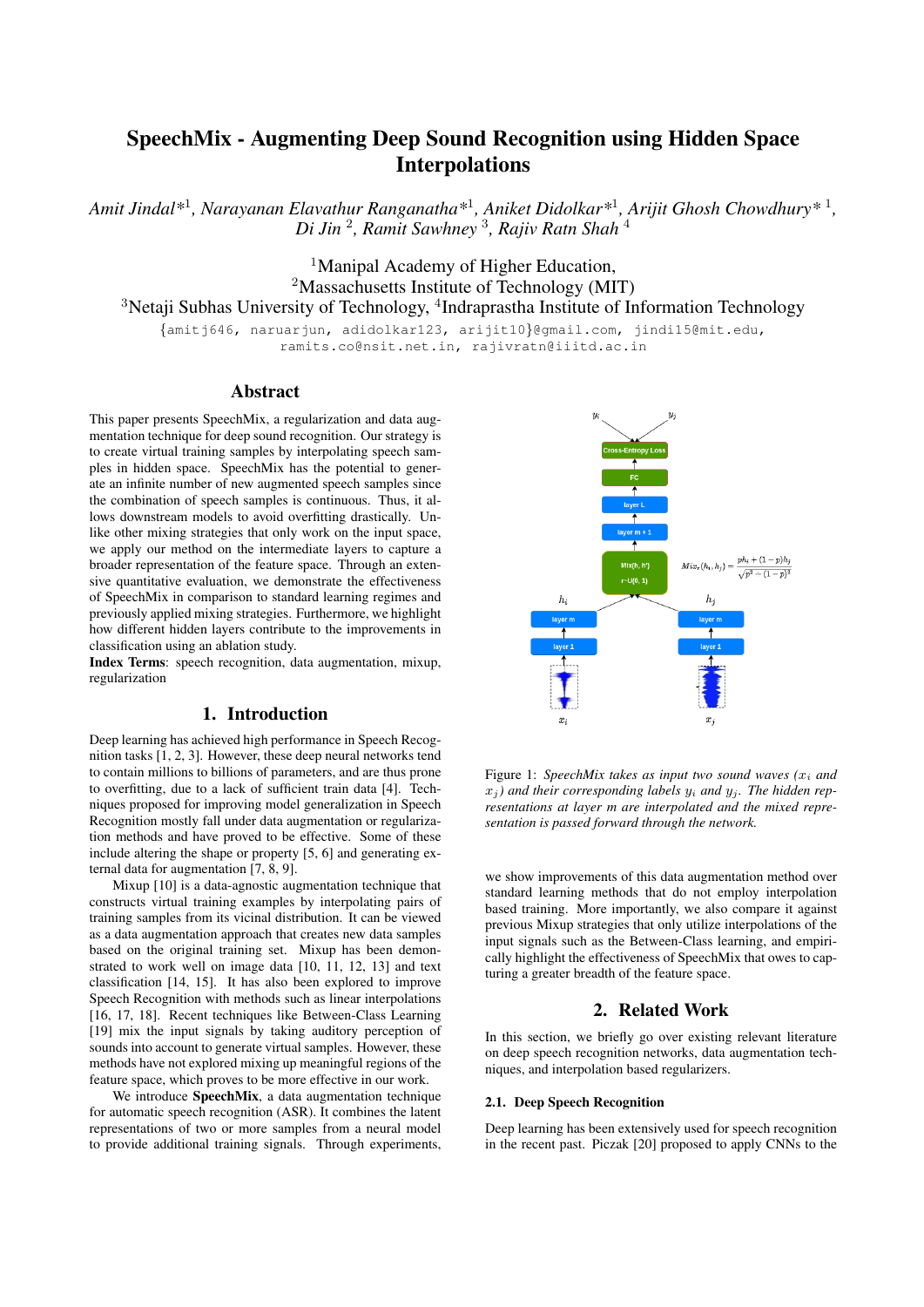# SpeechMix - Augmenting Deep Sound Recognition using Hidden Space Interpolations

*Amit Jindal*\*[1], *Narayanan Elavathur Ranganatha*\*[1], *Aniket Didolkar*\*[1], *Arijit Ghosh Chowdhury*\*[1], *Di Jin*[2], *Ramit Sawhney*[3], *Rajiv Ratn Shah*[4]

[1]Manipal Academy of Higher Education,
[2]Massachusetts Institute of Technology (MIT)
[3]Netaji Subhas University of Technology, [4]Indraprastha Institute of Information Technology

{amitj646, naruarjun, adidolkar123, arijit10}@gmail.com, jindi15@mit.edu, ramits.co@nsit.net.in, rajivratn@iiitd.ac.in

## Abstract

This paper presents SpeechMix, a regularization and data augmentation technique for deep sound recognition. Our strategy is to create virtual training samples by interpolating speech samples in hidden space. SpeechMix has the potential to generate an infinite number of new augmented speech samples since the combination of speech samples is continuous. Thus, it allows downstream models to avoid overfitting drastically. Unlike other mixing strategies that only work on the input space, we apply our method on the intermediate layers to capture a broader representation of the feature space. Through an extensive quantitative evaluation, we demonstrate the effectiveness of SpeechMix in comparison to standard learning regimes and previously applied mixing strategies. Furthermore, we highlight how different hidden layers contribute to the improvements in classification using an ablation study.

**Index Terms**: speech recognition, data augmentation, mixup, regularization

## 1. Introduction

Deep learning has achieved high performance in Speech Recognition tasks [1, 2, 3]. However, these deep neural networks tend to contain millions to billions of parameters, and are thus prone to overfitting, due to a lack of sufficient train data [4]. Techniques proposed for improving model generalization in Speech Recognition mostly fall under data augmentation or regularization methods and have proved to be effective. Some of these include altering the shape or property [5, 6] and generating external data for augmentation [7, 8, 9].

Mixup [10] is a data-agnostic augmentation technique that constructs virtual training examples by interpolating pairs of training samples from its vicinal distribution. It can be viewed as a data augmentation approach that creates new data samples based on the original training set. Mixup has been demonstrated to work well on image data [10, 11, 12, 13] and text classification [14, 15]. It has also been explored to improve Speech Recognition with methods such as linear interpolations [16, 17, 18]. Recent techniques like Between-Class Learning [19] mix the input signals by taking auditory perception of sounds into account to generate virtual samples. However, these methods have not explored mixing up meaningful regions of the feature space, which proves to be more effective in our work.

We introduce **SpeechMix**, a data augmentation technique for automatic speech recognition (ASR). It combines the latent representations of two or more samples from a neural model to provide additional training signals. Through experiments, we show improvements of this data augmentation method over standard learning methods that do not employ interpolation based training. More importantly, we also compare it against previous Mixup strategies that only utilize interpolations of the input signals such as the Between-Class learning, and empirically highlight the effectiveness of SpeechMix that owes to capturing a greater breadth of the feature space.

$$Mix_r(h_i, h_j) = \frac{ph_i + (1-p)h_j}{\sqrt{p^2 + (1-p)^2}}$$

Figure 1: *SpeechMix takes as input two sound waves ($x_i$ and $x_j$) and their corresponding labels $y_i$ and $y_j$. The hidden representations at layer m are interpolated and the mixed representation is passed forward through the network.*

## 2. Related Work

In this section, we briefly go over existing relevant literature on deep speech recognition networks, data augmentation techniques, and interpolation based regularizers.

### 2.1. Deep Speech Recognition

Deep learning has been extensively used for speech recognition in the recent past. Piczak [20] proposed to apply CNNs to the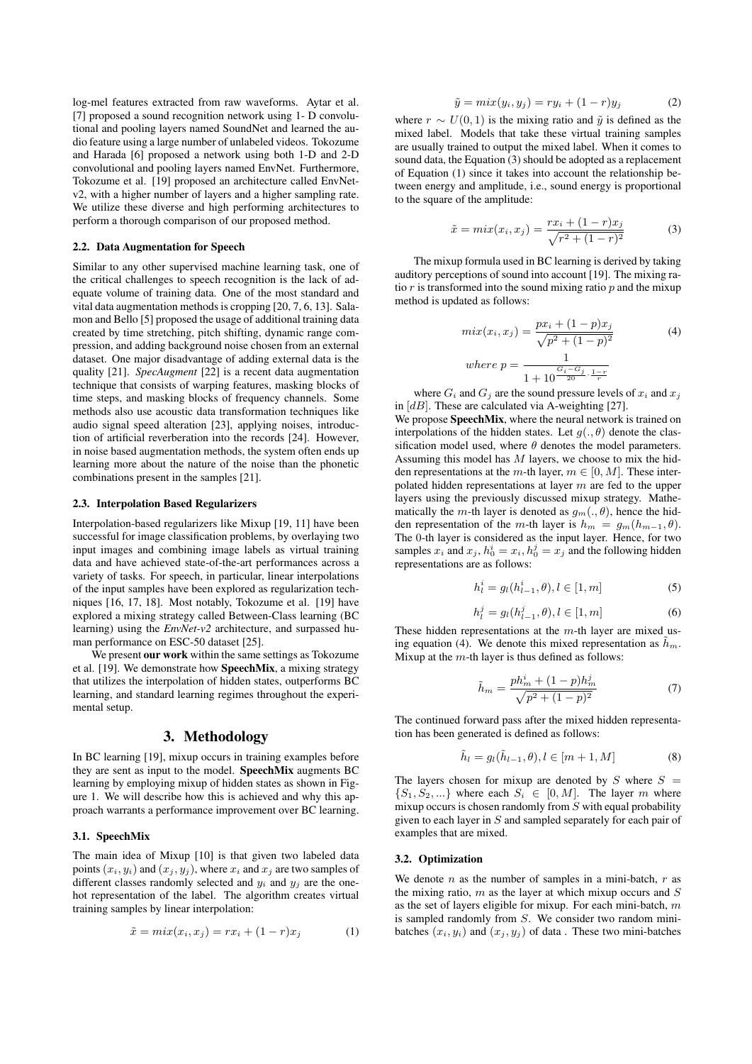log-mel features extracted from raw waveforms. Aytar et al. [7] proposed a sound recognition network using 1- D convolutional and pooling layers named SoundNet and learned the audio feature using a large number of unlabeled videos. Tokozume and Harada [6] proposed a network using both 1-D and 2-D convolutional and pooling layers named EnvNet. Furthermore, Tokozume et al. [19] proposed an architecture called EnvNet-v2, with a higher number of layers and a higher sampling rate. We utilize these diverse and high performing architectures to perform a thorough comparison of our proposed method.

### 2.2. Data Augmentation for Speech

Similar to any other supervised machine learning task, one of the critical challenges to speech recognition is the lack of adequate volume of training data. One of the most standard and vital data augmentation methods is cropping [20, 7, 6, 13]. Salamon and Bello [5] proposed the usage of additional training data created by time stretching, pitch shifting, dynamic range compression, and adding background noise chosen from an external dataset. One major disadvantage of adding external data is the quality [21]. *SpecAugment* [22] is a recent data augmentation technique that consists of warping features, masking blocks of time steps, and masking blocks of frequency channels. Some methods also use acoustic data transformation techniques like audio signal speed alteration [23], applying noises, introduction of artificial reverberation into the records [24]. However, in noise based augmentation methods, the system often ends up learning more about the nature of the noise than the phonetic combinations present in the samples [21].

### 2.3. Interpolation Based Regularizers

Interpolation-based regularizers like Mixup [19, 11] have been successful for image classification problems, by overlaying two input images and combining image labels as virtual training data and have achieved state-of-the-art performances across a variety of tasks. For speech, in particular, linear interpolations of the input samples have been explored as regularization techniques [16, 17, 18]. Most notably, Tokozume et al. [19] have explored a mixing strategy called Between-Class learning (BC learning) using the *EnvNet-v2* architecture, and surpassed human performance on ESC-50 dataset [25].

We present **our work** within the same settings as Tokozume et al. [19]. We demonstrate how **SpeechMix**, a mixing strategy that utilizes the interpolation of hidden states, outperforms BC learning, and standard learning regimes throughout the experimental setup.

## 3. Methodology

In BC learning [19], mixup occurs in training examples before they are sent as input to the model. **SpeechMix** augments BC learning by employing mixup of hidden states as shown in Figure 1. We will describe how this is achieved and why this approach warrants a performance improvement over BC learning.

### 3.1. SpeechMix

The main idea of Mixup [10] is that given two labeled data points $(x_i, y_i)$ and $(x_j, y_j)$, where $x_i$ and $x_j$ are two samples of different classes randomly selected and $y_i$ and $y_j$ are the one-hot representation of the label. The algorithm creates virtual training samples by linear interpolation:

$$\tilde{x} = mix(x_i, x_j) = rx_i + (1-r)x_j \tag{1}$$

$$\tilde{y} = mix(y_i, y_j) = ry_i + (1-r)y_j \tag{2}$$

where $r \sim U(0,1)$ is the mixing ratio and $\tilde{y}$ is defined as the mixed label. Models that take these virtual training samples are usually trained to output the mixed label. When it comes to sound data, the Equation (3) should be adopted as a replacement of Equation (1) since it takes into account the relationship between energy and amplitude, i.e., sound energy is proportional to the square of the amplitude:

$$\tilde{x} = mix(x_i, x_j) = \frac{rx_i + (1-r)x_j}{\sqrt{r^2 + (1-r)^2}} \tag{3}$$

The mixup formula used in BC learning is derived by taking auditory perceptions of sound into account [19]. The mixing ratio $r$ is transformed into the sound mixing ratio $p$ and the mixup method is updated as follows:

$$mix(x_i, x_j) = \frac{px_i + (1-p)x_j}{\sqrt{p^2 + (1-p)^2}} \tag{4}$$

$$where\ p = \frac{1}{1 + 10^{\frac{G_i - G_j}{20} \cdot \frac{1-r}{r}}}$$

where $G_i$ and $G_j$ are the sound pressure levels of $x_i$ and $x_j$ in $[dB]$. These are calculated via A-weighting [27].

We propose **SpeechMix**, where the neural network is trained on interpolations of the hidden states. Let $g(., \theta)$ denote the classification model used, where $\theta$ denotes the model parameters. Assuming this model has $M$ layers, we choose to mix the hidden representations at the $m$-th layer, $m \in [0, M]$. These interpolated hidden representations at layer $m$ are fed to the upper layers using the previously discussed mixup strategy. Mathematically the $m$-th layer is denoted as $g_m(., \theta)$, hence the hidden representation of the $m$-th layer is $h_m = g_m(h_{m-1}, \theta)$. The 0-th layer is considered as the input layer. Hence, for two samples $x_i$ and $x_j$, $h_0^i = x_i, h_0^j = x_j$ and the following hidden representations are as follows:

$$h_l^i = g_l(h_{l-1}^i, \theta), l \in [1, m] \tag{5}$$

$$h_l^j = g_l(h_{l-1}^j, \theta), l \in [1, m] \tag{6}$$

These hidden representations at the $m$-th layer are mixed using equation (4). We denote this mixed representation as $\tilde{h}_m$. Mixup at the $m$-th layer is thus defined as follows:

$$\tilde{h}_m = \frac{ph_m^i + (1-p)h_m^j}{\sqrt{p^2 + (1-p)^2}} \tag{7}$$

The continued forward pass after the mixed hidden representation has been generated is defined as follows:

$$\tilde{h}_l = g_l(\tilde{h}_{l-1}, \theta), l \in [m+1, M] \tag{8}$$

The layers chosen for mixup are denoted by $S$ where $S = \{S_1, S_2, ...\}$ where each $S_i \in [0, M]$. The layer $m$ where mixup occurs is chosen randomly from $S$ with equal probability given to each layer in $S$ and sampled separately for each pair of examples that are mixed.

### 3.2. Optimization

We denote $n$ as the number of samples in a mini-batch, $r$ as the mixing ratio, $m$ as the layer at which mixup occurs and $S$ as the set of layers eligible for mixup. For each mini-batch, $m$ is sampled randomly from $S$. We consider two random mini-batches $(x_i, y_i)$ and $(x_j, y_j)$ of data . These two mini-batches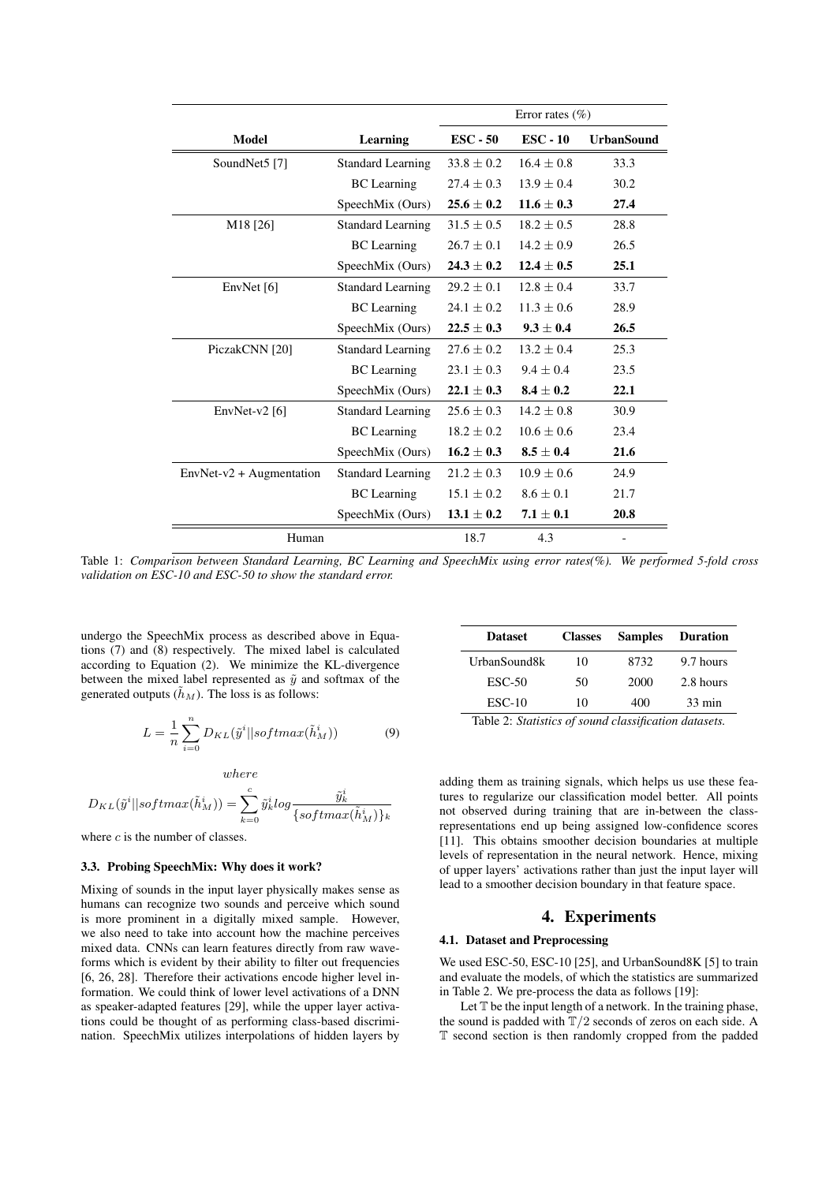| Model | Learning | Error rates (%) | | |
|---|---|---|---|---|
| | | **ESC - 50** | **ESC - 10** | **UrbanSound** |
| SoundNet5 [7] | Standard Learning | $33.8 \pm 0.2$ | $16.4 \pm 0.8$ | 33.3 |
| | BC Learning | $27.4 \pm 0.3$ | $13.9 \pm 0.4$ | 30.2 |
| | SpeechMix (Ours) | $\mathbf{25.6 \pm 0.2}$ | $\mathbf{11.6 \pm 0.3}$ | **27.4** |
| M18 [26] | Standard Learning | $31.5 \pm 0.5$ | $18.2 \pm 0.5$ | 28.8 |
| | BC Learning | $26.7 \pm 0.1$ | $14.2 \pm 0.9$ | 26.5 |
| | SpeechMix (Ours) | $\mathbf{24.3 \pm 0.2}$ | $\mathbf{12.4 \pm 0.5}$ | **25.1** |
| EnvNet [6] | Standard Learning | $29.2 \pm 0.1$ | $12.8 \pm 0.4$ | 33.7 |
| | BC Learning | $24.1 \pm 0.2$ | $11.3 \pm 0.6$ | 28.9 |
| | SpeechMix (Ours) | $\mathbf{22.5 \pm 0.3}$ | $\mathbf{9.3 \pm 0.4}$ | **26.5** |
| PiczakCNN [20] | Standard Learning | $27.6 \pm 0.2$ | $13.2 \pm 0.4$ | 25.3 |
| | BC Learning | $23.1 \pm 0.3$ | $9.4 \pm 0.4$ | 23.5 |
| | SpeechMix (Ours) | $\mathbf{22.1 \pm 0.3}$ | $\mathbf{8.4 \pm 0.2}$ | **22.1** |
| EnvNet-v2 [6] | Standard Learning | $25.6 \pm 0.3$ | $14.2 \pm 0.8$ | 30.9 |
| | BC Learning | $18.2 \pm 0.2$ | $10.6 \pm 0.6$ | 23.4 |
| | SpeechMix (Ours) | $\mathbf{16.2 \pm 0.3}$ | $\mathbf{8.5 \pm 0.4}$ | **21.6** |
| EnvNet-v2 + Augmentation | Standard Learning | $21.2 \pm 0.3$ | $10.9 \pm 0.6$ | 24.9 |
| | BC Learning | $15.1 \pm 0.2$ | $8.6 \pm 0.1$ | 21.7 |
| | SpeechMix (Ours) | $\mathbf{13.1 \pm 0.2}$ | $\mathbf{7.1 \pm 0.1}$ | **20.8** |
| Human | | 18.7 | 4.3 | - |

Table 1: *Comparison between Standard Learning, BC Learning and SpeechMix using error rates(%). We performed 5-fold cross validation on ESC-10 and ESC-50 to show the standard error.*

undergo the SpeechMix process as described above in Equations (7) and (8) respectively. The mixed label is calculated according to Equation (2). We minimize the KL-divergence between the mixed label represented as $\tilde{y}$ and softmax of the generated outputs ($\tilde{h}_M$). The loss is as follows:

$$L = \frac{1}{n}\sum_{i=0}^{n} D_{KL}(\tilde{y}^i || softmax(\tilde{h}_M^i)) \tag{9}$$

$$where$$

$$D_{KL}(\tilde{y}^i || softmax(\tilde{h}_M^i)) = \sum_{k=0}^{c} \tilde{y}_k^i log \frac{\tilde{y}_k^i}{\{softmax(\tilde{h}_M^i)\}_k}$$

where $c$ is the number of classes.

### 3.3. Probing SpeechMix: Why does it work?

Mixing of sounds in the input layer physically makes sense as humans can recognize two sounds and perceive which sound is more prominent in a digitally mixed sample. However, we also need to take into account how the machine perceives mixed data. CNNs can learn features directly from raw waveforms which is evident by their ability to filter out frequencies [6, 26, 28]. Therefore their activations encode higher level information. We could think of lower level activations of a DNN as speaker-adapted features [29], while the upper layer activations could be thought of as performing class-based discrimination. SpeechMix utilizes interpolations of hidden layers by adding them as training signals, which helps us use these features to regularize our classification model better. All points not observed during training that are in-between the class-representations end up being assigned low-confidence scores [11]. This obtains smoother decision boundaries at multiple levels of representation in the neural network. Hence, mixing of upper layers' activations rather than just the input layer will lead to a smoother decision boundary in that feature space.

| Dataset | Classes | Samples | Duration |
|---|---|---|---|
| UrbanSound8k | 10 | 8732 | 9.7 hours |
| ESC-50 | 50 | 2000 | 2.8 hours |
| ESC-10 | 10 | 400 | 33 min |

Table 2: *Statistics of sound classification datasets.*

## 4. Experiments

### 4.1. Dataset and Preprocessing

We used ESC-50, ESC-10 [25], and UrbanSound8K [5] to train and evaluate the models, of which the statistics are summarized in Table 2. We pre-process the data as follows [19]:

Let $\mathbb{T}$ be the input length of a network. In the training phase, the sound is padded with $\mathbb{T}/2$ seconds of zeros on each side. A $\mathbb{T}$ second section is then randomly cropped from the padded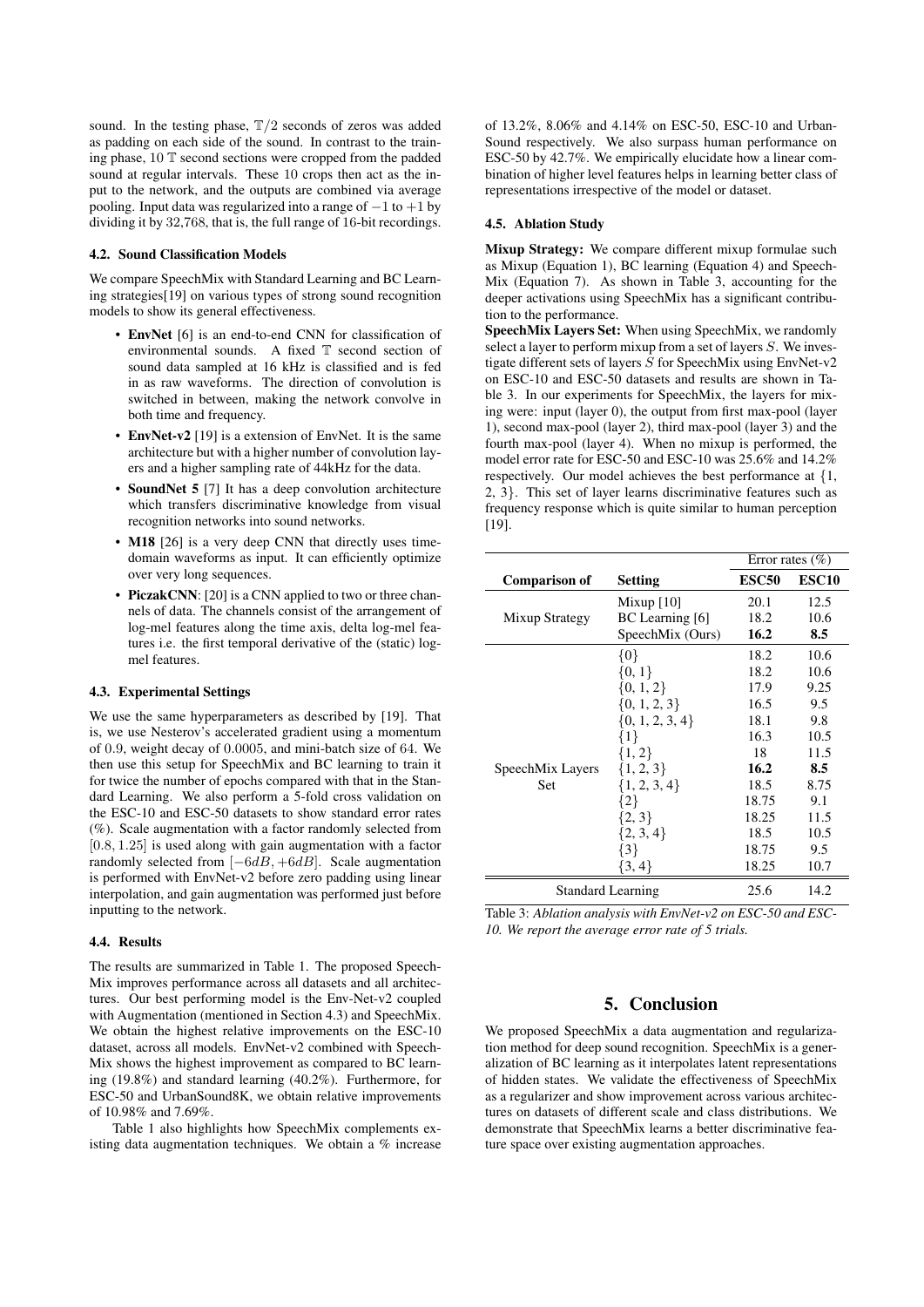sound. In the testing phase, $\mathbb{T}/2$ seconds of zeros was added as padding on each side of the sound. In contrast to the training phase, 10 $\mathbb{T}$ second sections were cropped from the padded sound at regular intervals. These 10 crops then act as the input to the network, and the outputs are combined via average pooling. Input data was regularized into a range of $-1$ to $+1$ by dividing it by 32,768, that is, the full range of 16-bit recordings.

### 4.2. Sound Classification Models

We compare SpeechMix with Standard Learning and BC Learning strategies[19] on various types of strong sound recognition models to show its general effectiveness.

- **EnvNet** [6] is an end-to-end CNN for classification of environmental sounds. A fixed $\mathbb{T}$ second section of sound data sampled at 16 kHz is classified and is fed in as raw waveforms. The direction of convolution is switched in between, making the network convolve in both time and frequency.
- **EnvNet-v2** [19] is a extension of EnvNet. It is the same architecture but with a higher number of convolution layers and a higher sampling rate of 44kHz for the data.
- **SoundNet 5** [7] It has a deep convolution architecture which transfers discriminative knowledge from visual recognition networks into sound networks.
- **M18** [26] is a very deep CNN that directly uses time-domain waveforms as input. It can efficiently optimize over very long sequences.
- **PiczakCNN**: [20] is a CNN applied to two or three channels of data. The channels consist of the arrangement of log-mel features along the time axis, delta log-mel features i.e. the first temporal derivative of the (static) log-mel features.

### 4.3. Experimental Settings

We use the same hyperparameters as described by [19]. That is, we use Nesterov's accelerated gradient using a momentum of 0.9, weight decay of 0.0005, and mini-batch size of 64. We then use this setup for SpeechMix and BC learning to train it for twice the number of epochs compared with that in the Standard Learning. We also perform a 5-fold cross validation on the ESC-10 and ESC-50 datasets to show standard error rates (%). Scale augmentation with a factor randomly selected from $[0.8, 1.25]$ is used along with gain augmentation with a factor randomly selected from $[-6dB, +6dB]$. Scale augmentation is performed with EnvNet-v2 before zero padding using linear interpolation, and gain augmentation was performed just before inputting to the network.

### 4.4. Results

The results are summarized in Table 1. The proposed SpeechMix improves performance across all datasets and all architectures. Our best performing model is the Env-Net-v2 coupled with Augmentation (mentioned in Section 4.3) and SpeechMix. We obtain the highest relative improvements on the ESC-10 dataset, across all models. EnvNet-v2 combined with SpeechMix shows the highest improvement as compared to BC learning (19.8%) and standard learning (40.2%). Furthermore, for ESC-50 and UrbanSound8K, we obtain relative improvements of 10.98% and 7.69%.

Table 1 also highlights how SpeechMix complements existing data augmentation techniques. We obtain a % increase of 13.2%, 8.06% and 4.14% on ESC-50, ESC-10 and UrbanSound respectively. We also surpass human performance on ESC-50 by 42.7%. We empirically elucidate how a linear combination of higher level features helps in learning better class of representations irrespective of the model or dataset.

### 4.5. Ablation Study

**Mixup Strategy:** We compare different mixup formulae such as Mixup (Equation 1), BC learning (Equation 4) and SpeechMix (Equation 7). As shown in Table 3, accounting for the deeper activations using SpeechMix has a significant contribution to the performance.

**SpeechMix Layers Set:** When using SpeechMix, we randomly select a layer to perform mixup from a set of layers $S$. We investigate different sets of layers $S$ for SpeechMix using EnvNet-v2 on ESC-10 and ESC-50 datasets and results are shown in Table 3. In our experiments for SpeechMix, the layers for mixing were: input (layer 0), the output from first max-pool (layer 1), second max-pool (layer 2), third max-pool (layer 3) and the fourth max-pool (layer 4). When no mixup is performed, the model error rate for ESC-50 and ESC-10 was 25.6% and 14.2% respectively. Our model achieves the best performance at $\{1, 2, 3\}$. This set of layer learns discriminative features such as frequency response which is quite similar to human perception [19].

| | | Error rates (%) | |
|---|---|---|---|
| **Comparison of** | **Setting** | **ESC50** | **ESC10** |
| Mixup Strategy | Mixup [10] | 20.1 | 12.5 |
| | BC Learning [6] | 18.2 | 10.6 |
| | SpeechMix (Ours) | **16.2** | **8.5** |
| SpeechMix Layers Set | $\{0\}$ | 18.2 | 10.6 |
| | $\{0, 1\}$ | 18.2 | 10.6 |
| | $\{0, 1, 2\}$ | 17.9 | 9.25 |
| | $\{0, 1, 2, 3\}$ | 16.5 | 9.5 |
| | $\{0, 1, 2, 3, 4\}$ | 18.1 | 9.8 |
| | $\{1\}$ | 16.3 | 10.5 |
| | $\{1, 2\}$ | 18 | 11.5 |
| | $\{1, 2, 3\}$ | **16.2** | **8.5** |
| | $\{1, 2, 3, 4\}$ | 18.5 | 8.75 |
| | $\{2\}$ | 18.75 | 9.1 |
| | $\{2, 3\}$ | 18.25 | 11.5 |
| | $\{2, 3, 4\}$ | 18.5 | 10.5 |
| | $\{3\}$ | 18.75 | 9.5 |
| | $\{3, 4\}$ | 18.25 | 10.7 |
| Standard Learning | | 25.6 | 14.2 |

Table 3: *Ablation analysis with EnvNet-v2 on ESC-50 and ESC-10. We report the average error rate of 5 trials.*

## 5. Conclusion

We proposed SpeechMix a data augmentation and regularization method for deep sound recognition. SpeechMix is a generalization of BC learning as it interpolates latent representations of hidden states. We validate the effectiveness of SpeechMix as a regularizer and show improvement across various architectures on datasets of different scale and class distributions. We demonstrate that SpeechMix learns a better discriminative feature space over existing augmentation approaches.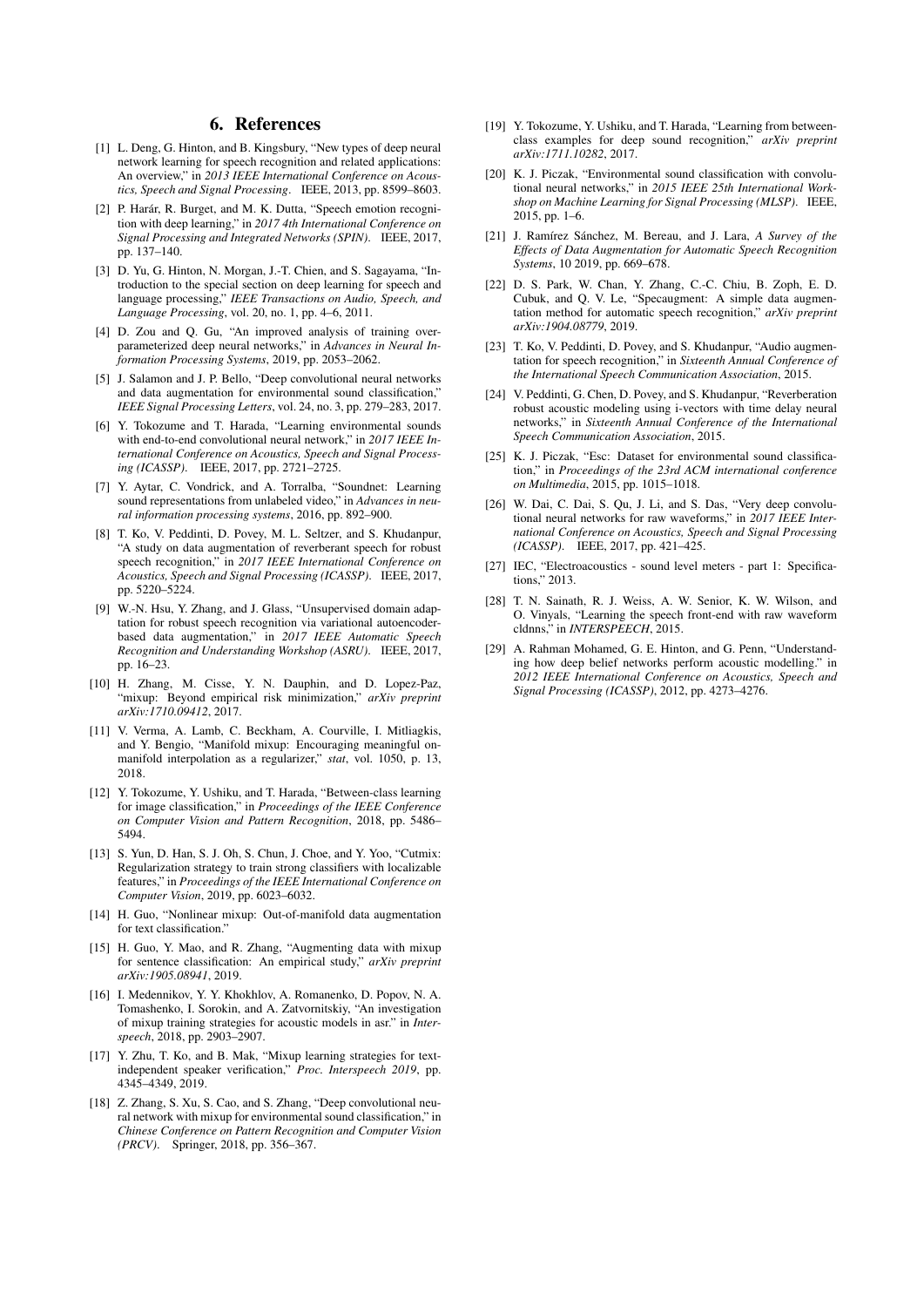## 6. References

[1] L. Deng, G. Hinton, and B. Kingsbury, "New types of deep neural network learning for speech recognition and related applications: An overview," in *2013 IEEE International Conference on Acoustics, Speech and Signal Processing*. IEEE, 2013, pp. 8599–8603.

[2] P. Harár, R. Burget, and M. K. Dutta, "Speech emotion recognition with deep learning," in *2017 4th International Conference on Signal Processing and Integrated Networks (SPIN)*. IEEE, 2017, pp. 137–140.

[3] D. Yu, G. Hinton, N. Morgan, J.-T. Chien, and S. Sagayama, "Introduction to the special section on deep learning for speech and language processing," *IEEE Transactions on Audio, Speech, and Language Processing*, vol. 20, no. 1, pp. 4–6, 2011.

[4] D. Zou and Q. Gu, "An improved analysis of training over-parameterized deep neural networks," in *Advances in Neural Information Processing Systems*, 2019, pp. 2053–2062.

[5] J. Salamon and J. P. Bello, "Deep convolutional neural networks and data augmentation for environmental sound classification," *IEEE Signal Processing Letters*, vol. 24, no. 3, pp. 279–283, 2017.

[6] Y. Tokozume and T. Harada, "Learning environmental sounds with end-to-end convolutional neural network," in *2017 IEEE International Conference on Acoustics, Speech and Signal Processing (ICASSP)*. IEEE, 2017, pp. 2721–2725.

[7] Y. Aytar, C. Vondrick, and A. Torralba, "Soundnet: Learning sound representations from unlabeled video," in *Advances in neural information processing systems*, 2016, pp. 892–900.

[8] T. Ko, V. Peddinti, D. Povey, M. L. Seltzer, and S. Khudanpur, "A study on data augmentation of reverberant speech for robust speech recognition," in *2017 IEEE International Conference on Acoustics, Speech and Signal Processing (ICASSP)*. IEEE, 2017, pp. 5220–5224.

[9] W.-N. Hsu, Y. Zhang, and J. Glass, "Unsupervised domain adaptation for robust speech recognition via variational autoencoder-based data augmentation," in *2017 IEEE Automatic Speech Recognition and Understanding Workshop (ASRU)*. IEEE, 2017, pp. 16–23.

[10] H. Zhang, M. Cisse, Y. N. Dauphin, and D. Lopez-Paz, "mixup: Beyond empirical risk minimization," *arXiv preprint arXiv:1710.09412*, 2017.

[11] V. Verma, A. Lamb, C. Beckham, A. Courville, I. Mitliagkis, and Y. Bengio, "Manifold mixup: Encouraging meaningful on-manifold interpolation as a regularizer," *stat*, vol. 1050, p. 13, 2018.

[12] Y. Tokozume, Y. Ushiku, and T. Harada, "Between-class learning for image classification," in *Proceedings of the IEEE Conference on Computer Vision and Pattern Recognition*, 2018, pp. 5486–5494.

[13] S. Yun, D. Han, S. J. Oh, S. Chun, J. Choe, and Y. Yoo, "Cutmix: Regularization strategy to train strong classifiers with localizable features," in *Proceedings of the IEEE International Conference on Computer Vision*, 2019, pp. 6023–6032.

[14] H. Guo, "Nonlinear mixup: Out-of-manifold data augmentation for text classification."

[15] H. Guo, Y. Mao, and R. Zhang, "Augmenting data with mixup for sentence classification: An empirical study," *arXiv preprint arXiv:1905.08941*, 2019.

[16] I. Medennikov, Y. Y. Khokhlov, A. Romanenko, D. Popov, N. A. Tomashenko, I. Sorokin, and A. Zatvornitskiy, "An investigation of mixup training strategies for acoustic models in asr." in *Interspeech*, 2018, pp. 2903–2907.

[17] Y. Zhu, T. Ko, and B. Mak, "Mixup learning strategies for text-independent speaker verification," *Proc. Interspeech 2019*, pp. 4345–4349, 2019.

[18] Z. Zhang, S. Xu, S. Cao, and S. Zhang, "Deep convolutional neural network with mixup for environmental sound classification," in *Chinese Conference on Pattern Recognition and Computer Vision (PRCV)*. Springer, 2018, pp. 356–367.

[19] Y. Tokozume, Y. Ushiku, and T. Harada, "Learning from between-class examples for deep sound recognition," *arXiv preprint arXiv:1711.10282*, 2017.

[20] K. J. Piczak, "Environmental sound classification with convolutional neural networks," in *2015 IEEE 25th International Workshop on Machine Learning for Signal Processing (MLSP)*. IEEE, 2015, pp. 1–6.

[21] J. Ramírez Sánchez, M. Bereau, and J. Lara, *A Survey of the Effects of Data Augmentation for Automatic Speech Recognition Systems*, 10 2019, pp. 669–678.

[22] D. S. Park, W. Chan, Y. Zhang, C.-C. Chiu, B. Zoph, E. D. Cubuk, and Q. V. Le, "Specaugment: A simple data augmentation method for automatic speech recognition," *arXiv preprint arXiv:1904.08779*, 2019.

[23] T. Ko, V. Peddinti, D. Povey, and S. Khudanpur, "Audio augmentation for speech recognition," in *Sixteenth Annual Conference of the International Speech Communication Association*, 2015.

[24] V. Peddinti, G. Chen, D. Povey, and S. Khudanpur, "Reverberation robust acoustic modeling using i-vectors with time delay neural networks," in *Sixteenth Annual Conference of the International Speech Communication Association*, 2015.

[25] K. J. Piczak, "Esc: Dataset for environmental sound classification," in *Proceedings of the 23rd ACM international conference on Multimedia*, 2015, pp. 1015–1018.

[26] W. Dai, C. Dai, S. Qu, J. Li, and S. Das, "Very deep convolutional neural networks for raw waveforms," in *2017 IEEE International Conference on Acoustics, Speech and Signal Processing (ICASSP)*. IEEE, 2017, pp. 421–425.

[27] IEC, "Electroacoustics - sound level meters - part 1: Specifications," 2013.

[28] T. N. Sainath, R. J. Weiss, A. W. Senior, K. W. Wilson, and O. Vinyals, "Learning the speech front-end with raw waveform cldnns," in *INTERSPEECH*, 2015.

[29] A. Rahman Mohamed, G. E. Hinton, and G. Penn, "Understanding how deep belief networks perform acoustic modelling." in *2012 IEEE International Conference on Acoustics, Speech and Signal Processing (ICASSP)*, 2012, pp. 4273–4276.